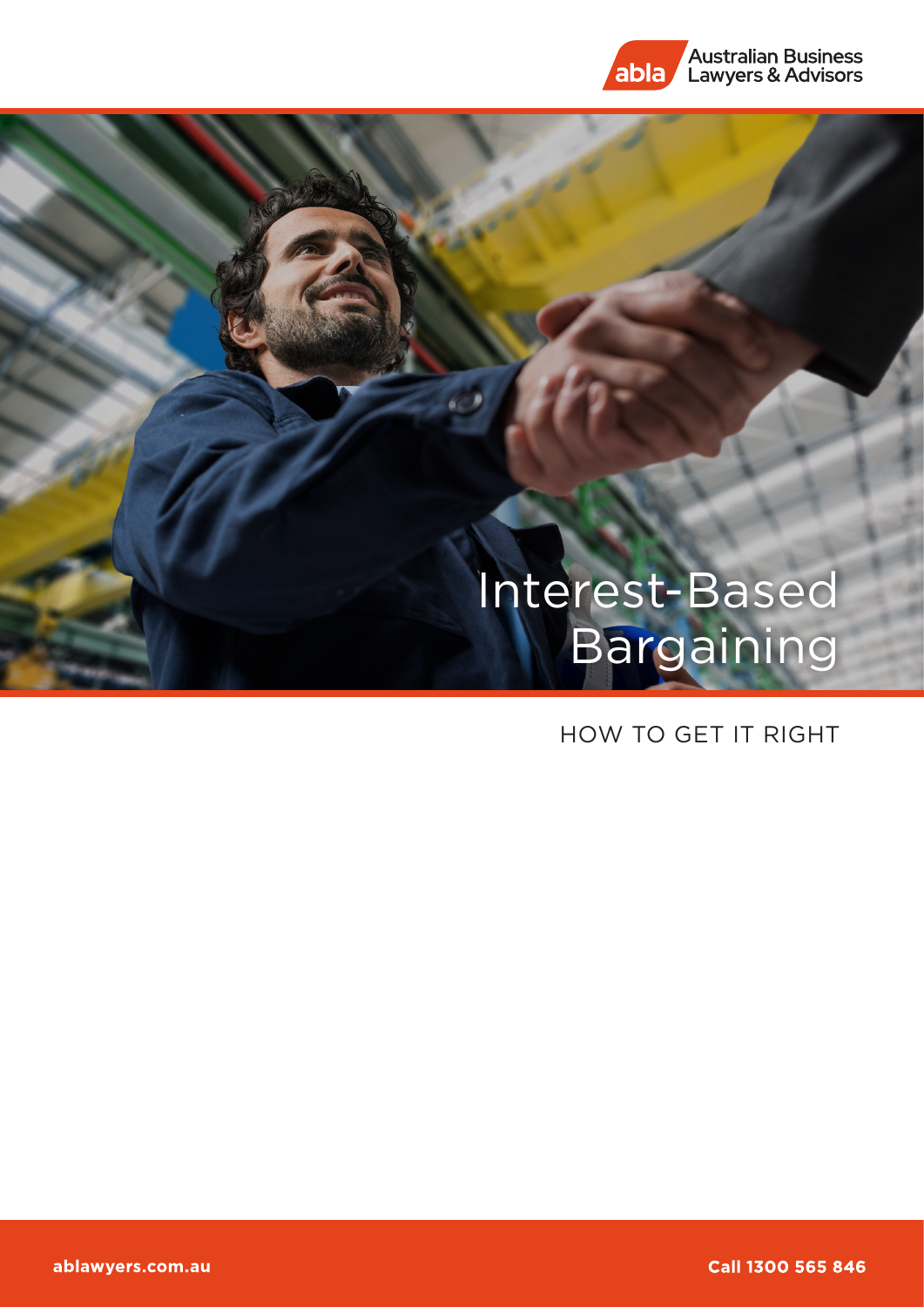Australian Business Lawyers & Advisors

# Interest-Based Bargaining

HOW TO GET IT RIGHT

ablawyers.com.au

Call 1300 565 846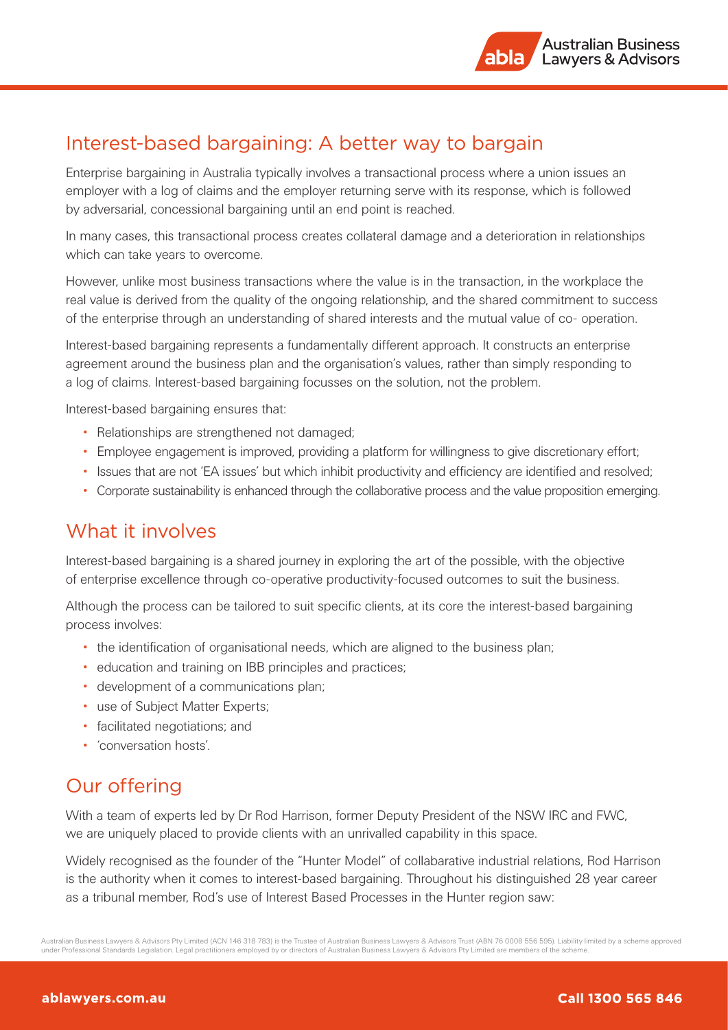## Interest-based bargaining: A better way to bargain

Enterprise bargaining in Australia typically involves a transactional process where a union issues an employer with a log of claims and the employer returning serve with its response, which is followed by adversarial, concessional bargaining until an end point is reached.

In many cases, this transactional process creates collateral damage and a deterioration in relationships which can take years to overcome.

However, unlike most business transactions where the value is in the transaction, in the workplace the real value is derived from the quality of the ongoing relationship, and the shared commitment to success of the enterprise through an understanding of shared interests and the mutual value of co- operation.

Interest-based bargaining represents a fundamentally different approach. It constructs an enterprise agreement around the business plan and the organisation's values, rather than simply responding to a log of claims. Interest-based bargaining focusses on the solution, not the problem.

Interest-based bargaining ensures that:

- Relationships are strengthened not damaged;
- Employee engagement is improved, providing a platform for willingness to give discretionary effort;
- Issues that are not 'EA issues' but which inhibit productivity and efficiency are identified and resolved;
- Corporate sustainability is enhanced through the collaborative process and the value proposition emerging.

## What it involves

Interest-based bargaining is a shared journey in exploring the art of the possible, with the objective of enterprise excellence through co-operative productivity-focused outcomes to suit the business.

Although the process can be tailored to suit specific clients, at its core the interest-based bargaining process involves:

- the identification of organisational needs, which are aligned to the business plan;
- education and training on IBB principles and practices;
- development of a communications plan;
- use of Subject Matter Experts;
- facilitated negotiations; and
- 'conversation hosts'.

## Our offering

With a team of experts led by Dr Rod Harrison, former Deputy President of the NSW IRC and FWC, we are uniquely placed to provide clients with an unrivalled capability in this space.

Widely recognised as the founder of the "Hunter Model" of collabarative industrial relations, Rod Harrison is the authority when it comes to interest-based bargaining. Throughout his distinguished 28 year career as a tribunal member, Rod's use of Interest Based Processes in the Hunter region saw:

Australian Business Lawyers & Advisors Pty Limited (ACN 146 318 783) is the Trustee of Australian Business Lawyers & Advisors Trust (ABN 76 0008 556 595). Liability limited by a scheme approved under Professional Standards Legislation. Legal practitioners employed by or directors of Australian Business Lawyers & Advisors Pty Limited are members of the scheme.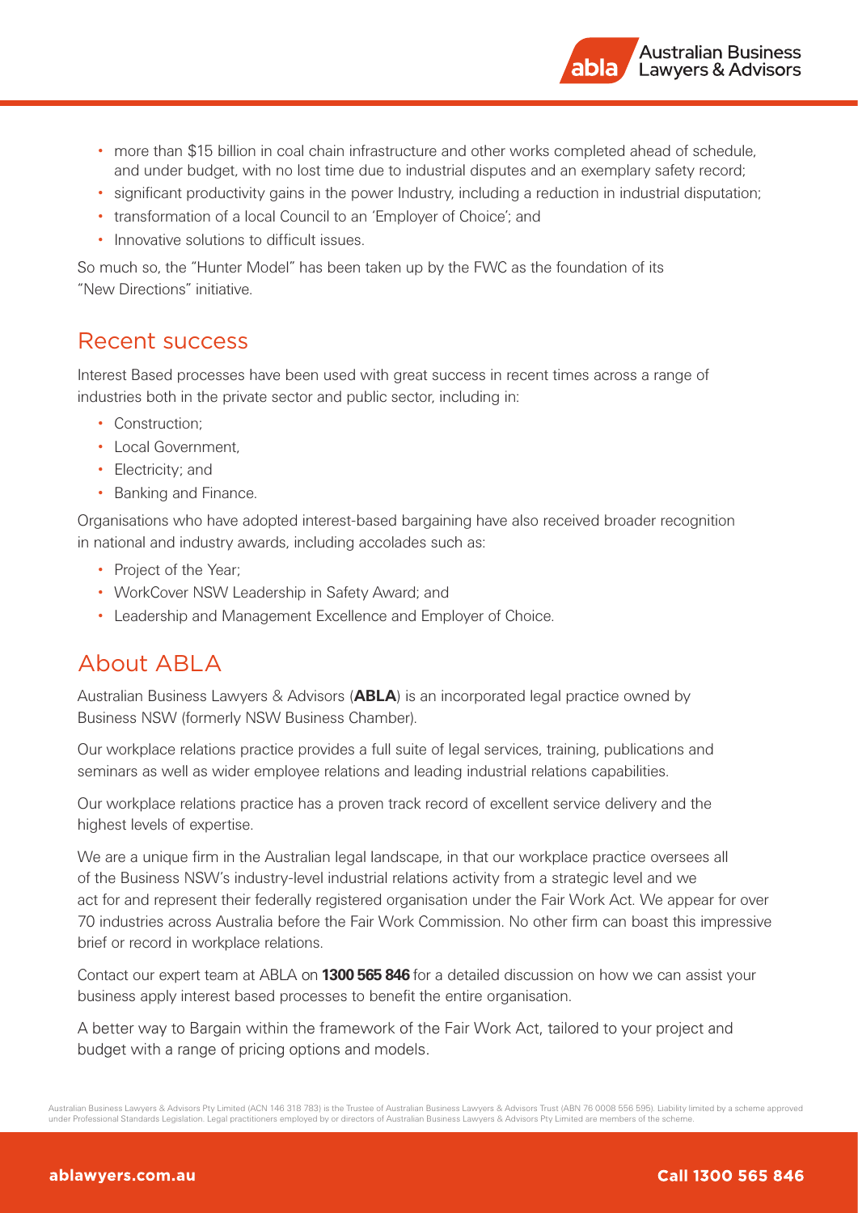- more than $15 billion in coal chain infrastructure and other works completed ahead of schedule, and under budget, with no lost time due to industrial disputes and an exemplary safety record;
- significant productivity gains in the power Industry, including a reduction in industrial disputation;
- transformation of a local Council to an 'Employer of Choice'; and
- Innovative solutions to difficult issues.

So much so, the "Hunter Model" has been taken up by the FWC as the foundation of its "New Directions" initiative.

## Recent success

Interest Based processes have been used with great success in recent times across a range of industries both in the private sector and public sector, including in:

- Construction;
- Local Government,
- Electricity; and
- Banking and Finance.

Organisations who have adopted interest-based bargaining have also received broader recognition in national and industry awards, including accolades such as:

- Project of the Year;
- WorkCover NSW Leadership in Safety Award; and
- Leadership and Management Excellence and Employer of Choice.

## About ABLA

Australian Business Lawyers & Advisors (**ABLA**) is an incorporated legal practice owned by Business NSW (formerly NSW Business Chamber).

Our workplace relations practice provides a full suite of legal services, training, publications and seminars as well as wider employee relations and leading industrial relations capabilities.

Our workplace relations practice has a proven track record of excellent service delivery and the highest levels of expertise.

We are a unique firm in the Australian legal landscape, in that our workplace practice oversees all of the Business NSW's industry-level industrial relations activity from a strategic level and we act for and represent their federally registered organisation under the Fair Work Act. We appear for over 70 industries across Australia before the Fair Work Commission. No other firm can boast this impressive brief or record in workplace relations.

Contact our expert team at ABLA on **1300 565 846** for a detailed discussion on how we can assist your business apply interest based processes to benefit the entire organisation.

A better way to Bargain within the framework of the Fair Work Act, tailored to your project and budget with a range of pricing options and models.

Australian Business Lawyers & Advisors Pty Limited (ACN 146 318 783) is the Trustee of Australian Business Lawyers & Advisors Trust (ABN 76 0008 556 595). Liability limited by a scheme approved under Professional Standards Legislation. Legal practitioners employed by or directors of Australian Business Lawyers & Advisors Pty Limited are members of the scheme.